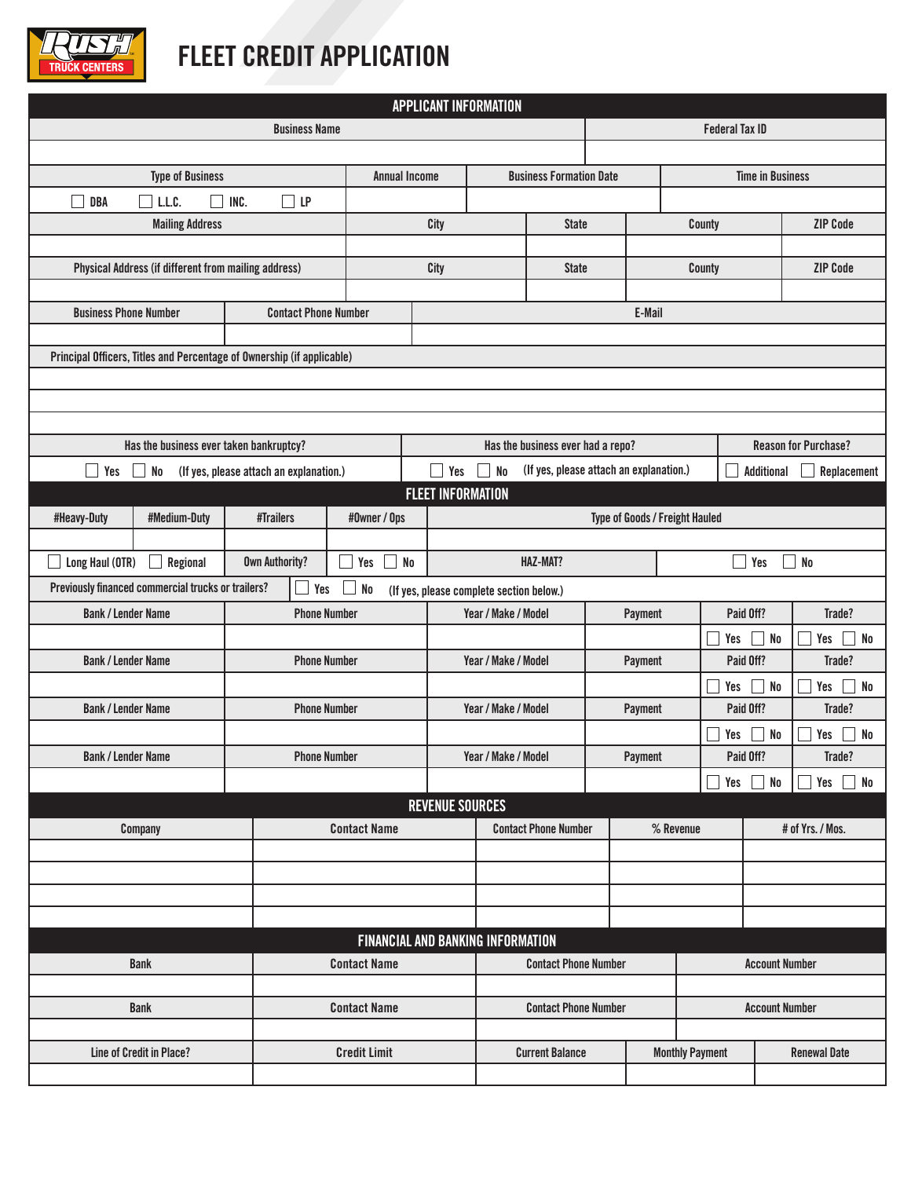# FLEET CREDIT APPLICATION

## APPLICANT INFORMATION

| Business Name | Federal Tax ID |
|---|---|
| | |

| Type of Business | Annual Income | Business Formation Date | Time in Business |
|---|---|---|---|
| ☐ DBA ☐ L.L.C. ☐ INC. ☐ LP | | | |

| Mailing Address | City | State | County | ZIP Code |
|---|---|---|---|---|
| | | | | |

| Physical Address (if different from mailing address) | City | State | County | ZIP Code |
|---|---|---|---|---|
| | | | | |

| Business Phone Number | Contact Phone Number | E-Mail |
|---|---|---|
| | | |

| Principal Officers, Titles and Percentage of Ownership (if applicable) |
|---|
| |
| |
| |

| Has the business ever taken bankruptcy? | Has the business ever had a repo? | Reason for Purchase? |
|---|---|---|
| ☐ Yes ☐ No (If yes, please attach an explanation.) | ☐ Yes ☐ No (If yes, please attach an explanation.) | ☐ Additional ☐ Replacement |

## FLEET INFORMATION

| #Heavy-Duty | #Medium-Duty | #Trailers | #Owner / Ops | Type of Goods / Freight Hauled |
|---|---|---|---|---|
| | | | | |

| ☐ Long Haul (OTR) ☐ Regional | Own Authority? | ☐ Yes ☐ No | HAZ-MAT? | ☐ Yes ☐ No |
|---|---|---|---|---|

Previously financed commercial trucks or trailers? ☐ Yes ☐ No (If yes, please complete section below.)

| Bank / Lender Name | Phone Number | Year / Make / Model | Payment | Paid Off? | Trade? |
|---|---|---|---|---|---|
| | | | | ☐ Yes ☐ No | ☐ Yes ☐ No |
| | | | | ☐ Yes ☐ No | ☐ Yes ☐ No |
| | | | | ☐ Yes ☐ No | ☐ Yes ☐ No |
| | | | | ☐ Yes ☐ No | ☐ Yes ☐ No |

## REVENUE SOURCES

| Company | Contact Name | Contact Phone Number | % Revenue | # of Yrs. / Mos. |
|---|---|---|---|---|
| | | | | |
| | | | | |
| | | | | |
| | | | | |

## FINANCIAL AND BANKING INFORMATION

| Bank | Contact Name | Contact Phone Number | Account Number |
|---|---|---|---|
| | | | |
| | | | |

| Line of Credit in Place? | Credit Limit | Current Balance | Monthly Payment | Renewal Date |
|---|---|---|---|---|
| | | | | |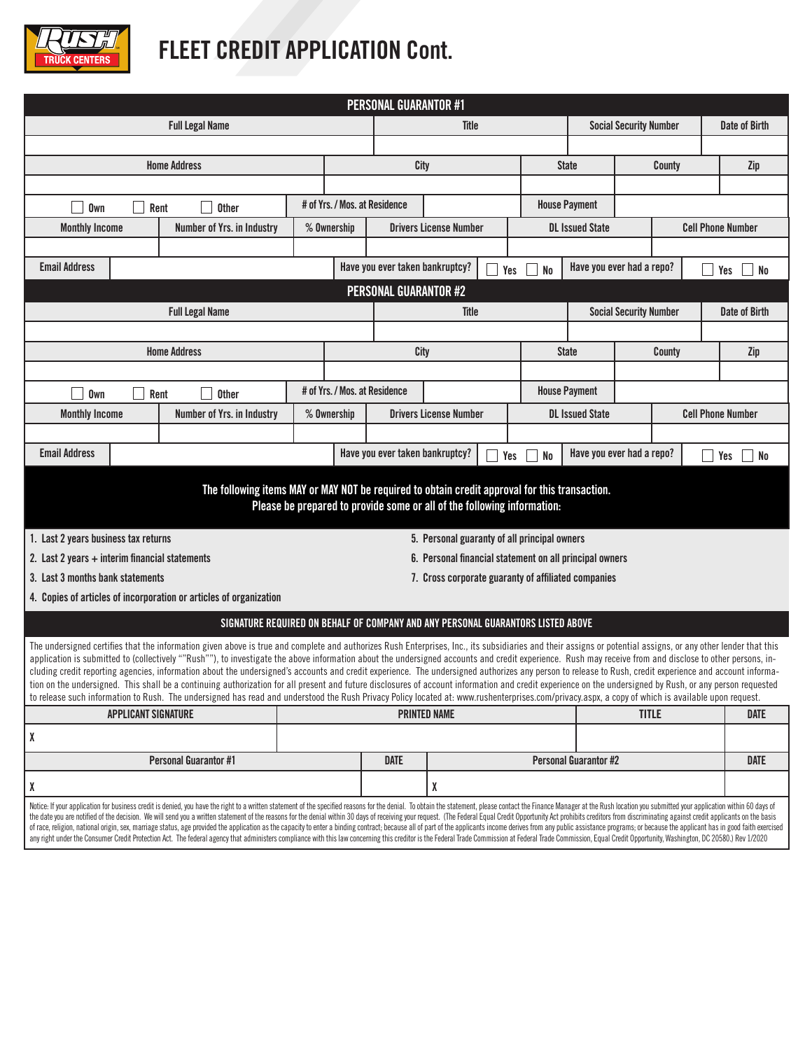# FLEET CREDIT APPLICATION Cont.

## PERSONAL GUARANTOR #1

| Full Legal Name | Title | Social Security Number | Date of Birth |
|---|---|---|---|
| | | | |

| Home Address | City | State | County | Zip |
|---|---|---|---|---|
| | | | | |

| ☐ Own ☐ Rent ☐ Other | # of Yrs. / Mos. at Residence | | House Payment | |
|---|---|---|---|---|

| Monthly Income | Number of Yrs. in Industry | % Ownership | Drivers License Number | DL Issued State | Cell Phone Number |
|---|---|---|---|---|---|
| | | | | | |

| Email Address | | Have you ever taken bankruptcy? | ☐ Yes ☐ No | Have you ever had a repo? | ☐ Yes ☐ No |
|---|---|---|---|---|---|

## PERSONAL GUARANTOR #2

| Full Legal Name | Title | Social Security Number | Date of Birth |
|---|---|---|---|
| | | | |

| Home Address | City | State | County | Zip |
|---|---|---|---|---|
| | | | | |

| ☐ Own ☐ Rent ☐ Other | # of Yrs. / Mos. at Residence | | House Payment | |
|---|---|---|---|---|

| Monthly Income | Number of Yrs. in Industry | % Ownership | Drivers License Number | DL Issued State | Cell Phone Number |
|---|---|---|---|---|---|
| | | | | | |

| Email Address | | Have you ever taken bankruptcy? | ☐ Yes ☐ No | Have you ever had a repo? | ☐ Yes ☐ No |
|---|---|---|---|---|---|

**The following items MAY or MAY NOT be required to obtain credit approval for this transaction.
Please be prepared to provide some or all of the following information:**

1. Last 2 years business tax returns
2. Last 2 years + interim financial statements
3. Last 3 months bank statements
4. Copies of articles of incorporation or articles of organization
5. Personal guaranty of all principal owners
6. Personal financial statement on all principal owners
7. Cross corporate guaranty of affiliated companies

**SIGNATURE REQUIRED ON BEHALF OF COMPANY AND ANY PERSONAL GUARANTORS LISTED ABOVE**

The undersigned certifies that the information given above is true and complete and authorizes Rush Enterprises, Inc., its subsidiaries and their assigns or potential assigns, or any other lender that this application is submitted to (collectively ""Rush""), to investigate the above information about the undersigned accounts and credit experience. Rush may receive from and disclose to other persons, including credit reporting agencies, information about the undersigned's accounts and credit experience. The undersigned authorizes any person to release to Rush, credit experience and account information on the undersigned. This shall be a continuing authorization for all present and future disclosures of account information and credit experience on the undersigned by Rush, or any person requested to release such information to Rush. The undersigned has read and understood the Rush Privacy Policy located at: www.rushenterprises.com/privacy.aspx, a copy of which is available upon request.

| APPLICANT SIGNATURE | PRINTED NAME | TITLE | DATE |
|---|---|---|---|
| X | | | |

| Personal Guarantor #1 | DATE | Personal Guarantor #2 | DATE |
|---|---|---|---|
| X | | X | |

Notice: If your application for business credit is denied, you have the right to a written statement of the specified reasons for the denial. To obtain the statement, please contact the Finance Manager at the Rush location you submitted your application within 60 days of the date you are notified of the decision. We will send you a written statement of the reasons for the denial within 30 days of receiving your request. (The Federal Equal Credit Opportunity Act prohibits creditors from discriminating against credit applicants on the basis of race, religion, national origin, sex, marriage status, age provided the application as the capacity to enter a binding contract; because all of part of the applicants income derives from any public assistance programs; or because the applicant has in good faith exercised any right under the Consumer Credit Protection Act. The federal agency that administers compliance with this law concerning this creditor is the Federal Trade Commission at Federal Trade Commission, Equal Credit Opportunity, Washington, DC 20580.) Rev 1/2020